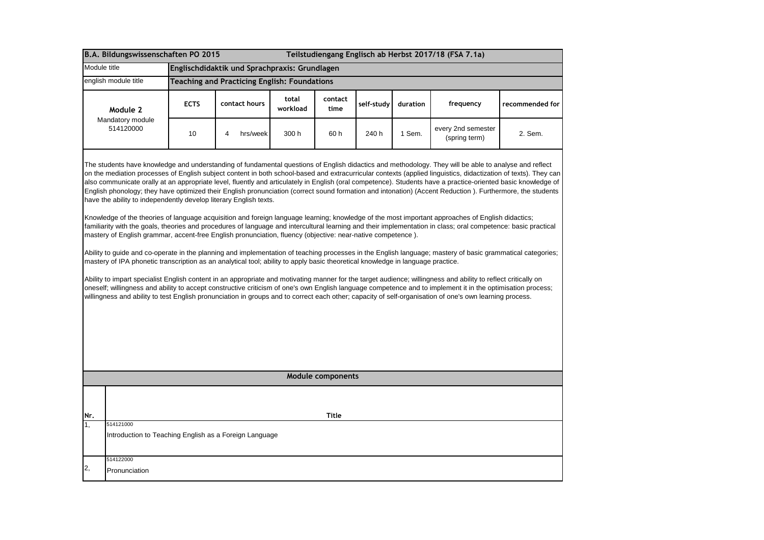| B.A. Bildungswissenschaften PO 2015 | | Teilstudiengang Englisch ab Herbst 2017/18 (FSA 7.1a) | | | | | | |
|---|---|---|---|---|---|---|---|---|
| Module title | **Englischdidaktik und Sprachpraxis: Grundlagen** | | | | | | | |
| english module title | **Teaching and Practicing English: Foundations** | | | | | | | |
| **Module 2** Mandatory module 514120000 | **ECTS** | **contact hours** | **total workload** | **contact time** | **self-study** | **duration** | **frequency** | **recommended for** |
| | 10 | 4 hrs/week | 300 h | 60 h | 240 h | 1 Sem. | every 2nd semester (spring term) | 2. Sem. |

The students have knowledge and understanding of fundamental questions of English didactics and methodology. They will be able to analyse and reflect on the mediation processes of English subject content in both school-based and extracurricular contexts (applied linguistics, didactization of texts). They can also communicate orally at an appropriate level, fluently and articulately in English (oral competence). Students have a practice-oriented basic knowledge of English phonology; they have optimized their English pronunciation (correct sound formation and intonation) (Accent Reduction ). Furthermore, the students have the ability to independently develop literary English texts.

Knowledge of the theories of language acquisition and foreign language learning; knowledge of the most important approaches of English didactics; familiarity with the goals, theories and procedures of language and intercultural learning and their implementation in class; oral competence: basic practical mastery of English grammar, accent-free English pronunciation, fluency (objective: near-native competence ).

Ability to guide and co-operate in the planning and implementation of teaching processes in the English language; mastery of basic grammatical categories; mastery of IPA phonetic transcription as an analytical tool; ability to apply basic theoretical knowledge in language practice.

Ability to impart specialist English content in an appropriate and motivating manner for the target audience; willingness and ability to reflect critically on oneself; willingness and ability to accept constructive criticism of one's own English language competence and to implement it in the optimisation process; willingness and ability to test English pronunciation in groups and to correct each other; capacity of self-organisation of one's own learning process.

**Module components**

| Nr. | Title |
|---|---|
| 1, | 514121000<br>Introduction to Teaching English as a Foreign Language |
| 2, | 514122000<br>Pronunciation |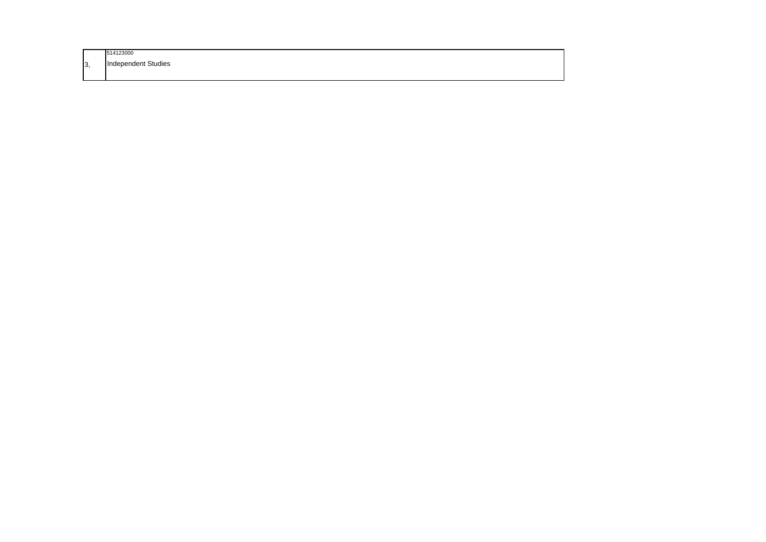| | |
|---|---|
| 3, | 514123000<br>Independent Studies |